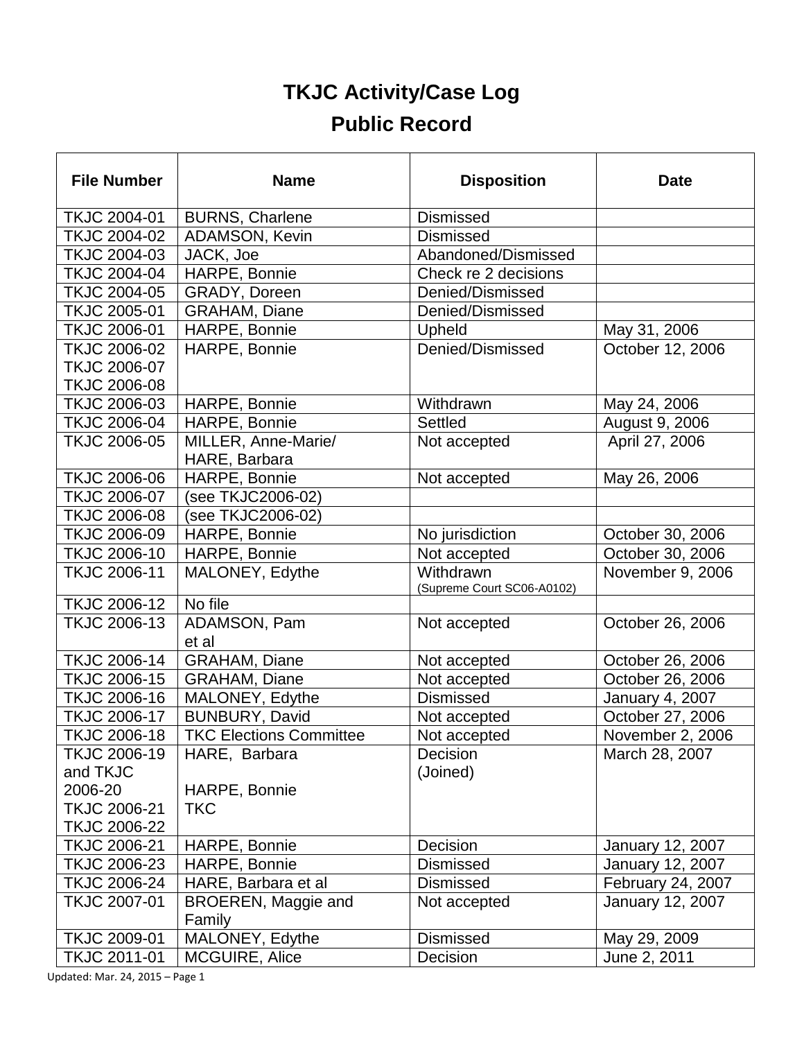# TKJC Activity/Case Log

## Public Record

| File Number | Name | Disposition | Date |
|---|---|---|---|
| TKJC 2004-01 | BURNS, Charlene | Dismissed | |
| TKJC 2004-02 | ADAMSON, Kevin | Dismissed | |
| TKJC 2004-03 | JACK, Joe | Abandoned/Dismissed | |
| TKJC 2004-04 | HARPE, Bonnie | Check re 2 decisions | |
| TKJC 2004-05 | GRADY, Doreen | Denied/Dismissed | |
| TKJC 2005-01 | GRAHAM, Diane | Denied/Dismissed | |
| TKJC 2006-01 | HARPE, Bonnie | Upheld | May 31, 2006 |
| TKJC 2006-02<br>TKJC 2006-07<br>TKJC 2006-08 | HARPE, Bonnie | Denied/Dismissed | October 12, 2006 |
| TKJC 2006-03 | HARPE, Bonnie | Withdrawn | May 24, 2006 |
| TKJC 2006-04 | HARPE, Bonnie | Settled | August 9, 2006 |
| TKJC 2006-05 | MILLER, Anne-Marie/<br>HARE, Barbara | Not accepted | April 27, 2006 |
| TKJC 2006-06 | HARPE, Bonnie | Not accepted | May 26, 2006 |
| TKJC 2006-07 | (see TKJC2006-02) | | |
| TKJC 2006-08 | (see TKJC2006-02) | | |
| TKJC 2006-09 | HARPE, Bonnie | No jurisdiction | October 30, 2006 |
| TKJC 2006-10 | HARPE, Bonnie | Not accepted | October 30, 2006 |
| TKJC 2006-11 | MALONEY, Edythe | Withdrawn<br>(Supreme Court SC06-A0102) | November 9, 2006 |
| TKJC 2006-12 | No file | | |
| TKJC 2006-13 | ADAMSON, Pam<br>et al | Not accepted | October 26, 2006 |
| TKJC 2006-14 | GRAHAM, Diane | Not accepted | October 26, 2006 |
| TKJC 2006-15 | GRAHAM, Diane | Not accepted | October 26, 2006 |
| TKJC 2006-16 | MALONEY, Edythe | Dismissed | January 4, 2007 |
| TKJC 2006-17 | BUNBURY, David | Not accepted | October 27, 2006 |
| TKJC 2006-18 | TKC Elections Committee | Not accepted | November 2, 2006 |
| TKJC 2006-19 and TKJC 2006-20<br>TKJC 2006-21<br>TKJC 2006-22 | HARE, Barbara<br><br>HARPE, Bonnie<br>TKC | Decision<br>(Joined) | March 28, 2007 |
| TKJC 2006-21 | HARPE, Bonnie | Decision | January 12, 2007 |
| TKJC 2006-23 | HARPE, Bonnie | Dismissed | January 12, 2007 |
| TKJC 2006-24 | HARE, Barbara et al | Dismissed | February 24, 2007 |
| TKJC 2007-01 | BROEREN, Maggie and Family | Not accepted | January 12, 2007 |
| TKJC 2009-01 | MALONEY, Edythe | Dismissed | May 29, 2009 |
| TKJC 2011-01 | MCGUIRE, Alice | Decision | June 2, 2011 |

Updated: Mar. 24, 2015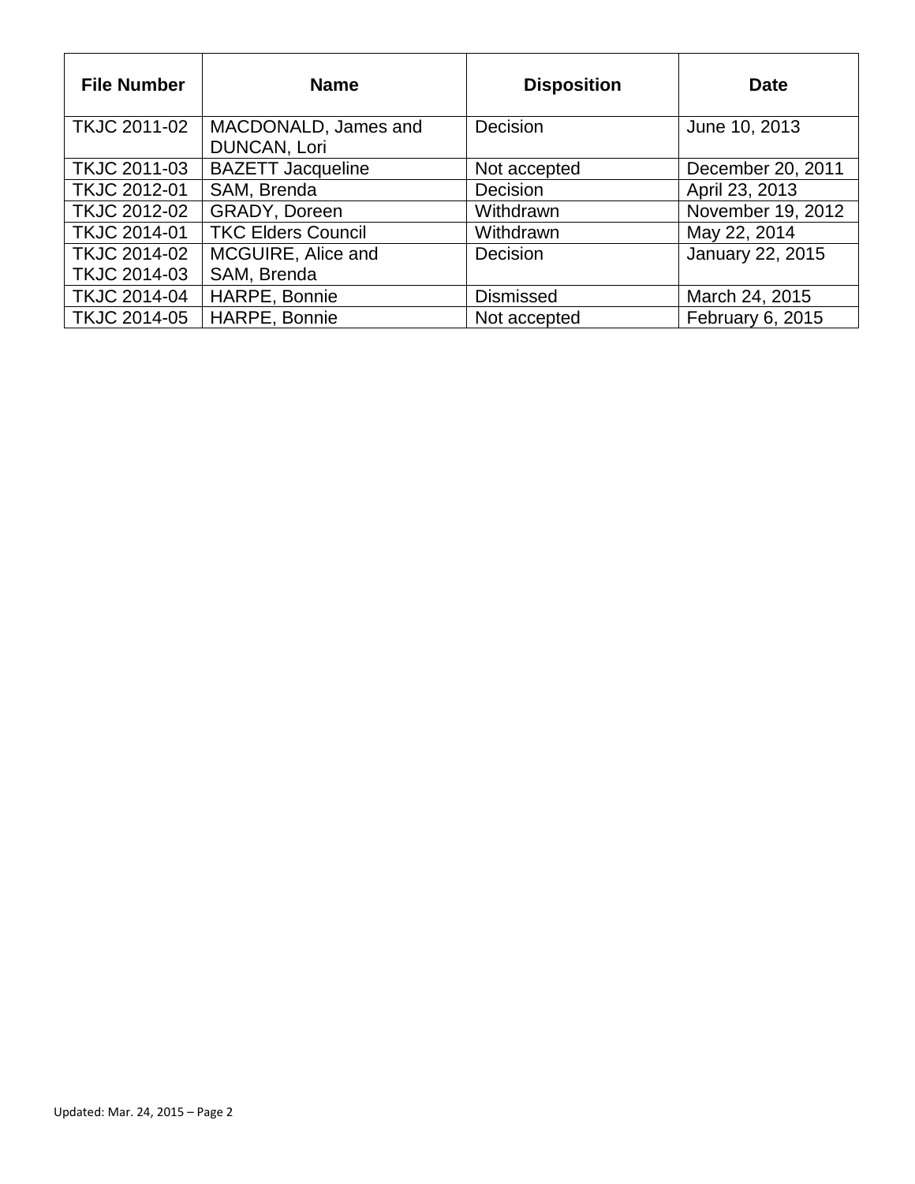| File Number | Name | Disposition | Date |
|---|---|---|---|
| TKJC 2011-02 | MACDONALD, James and DUNCAN, Lori | Decision | June 10, 2013 |
| TKJC 2011-03 | BAZETT Jacqueline | Not accepted | December 20, 2011 |
| TKJC 2012-01 | SAM, Brenda | Decision | April 23, 2013 |
| TKJC 2012-02 | GRADY, Doreen | Withdrawn | November 19, 2012 |
| TKJC 2014-01 | TKC Elders Council | Withdrawn | May 22, 2014 |
| TKJC 2014-02 TKJC 2014-03 | MCGUIRE, Alice and SAM, Brenda | Decision | January 22, 2015 |
| TKJC 2014-04 | HARPE, Bonnie | Dismissed | March 24, 2015 |
| TKJC 2014-05 | HARPE, Bonnie | Not accepted | February 6, 2015 |

Updated: Mar. 24, 2015